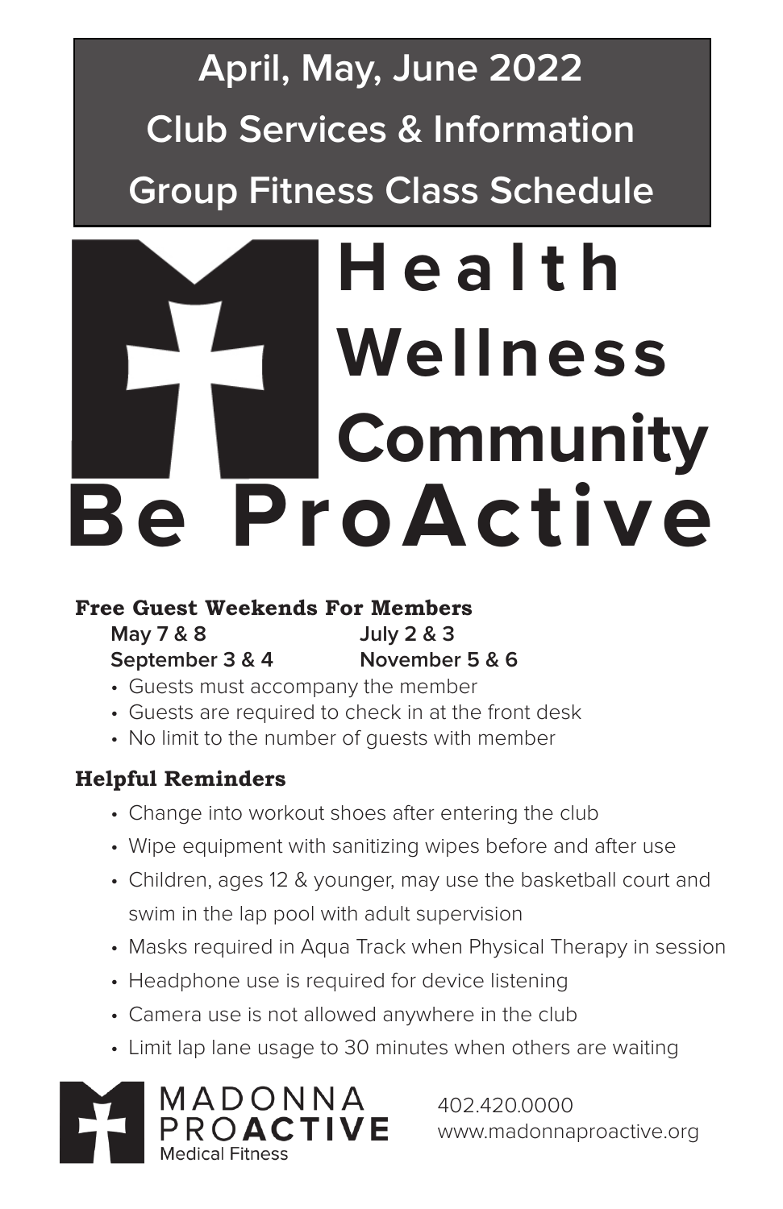# April, May, June 2022

## Club Services & Information

## Group Fitness Class Schedule

# Health
# Wellness
# Community
# Be ProActive

### Free Guest Weekends For Members

**May 7 & 8** **July 2 & 3**
**September 3 & 4** **November 5 & 6**

- Guests must accompany the member
- Guests are required to check in at the front desk
- No limit to the number of guests with member

### Helpful Reminders

- Change into workout shoes after entering the club
- Wipe equipment with sanitizing wipes before and after use
- Children, ages 12 & younger, may use the basketball court and swim in the lap pool with adult supervision
- Masks required in Aqua Track when Physical Therapy in session
- Headphone use is required for device listening
- Camera use is not allowed anywhere in the club
- Limit lap lane usage to 30 minutes when others are waiting

MADONNA PROACTIVE Medical Fitness

402.420.0000
www.madonnaproactive.org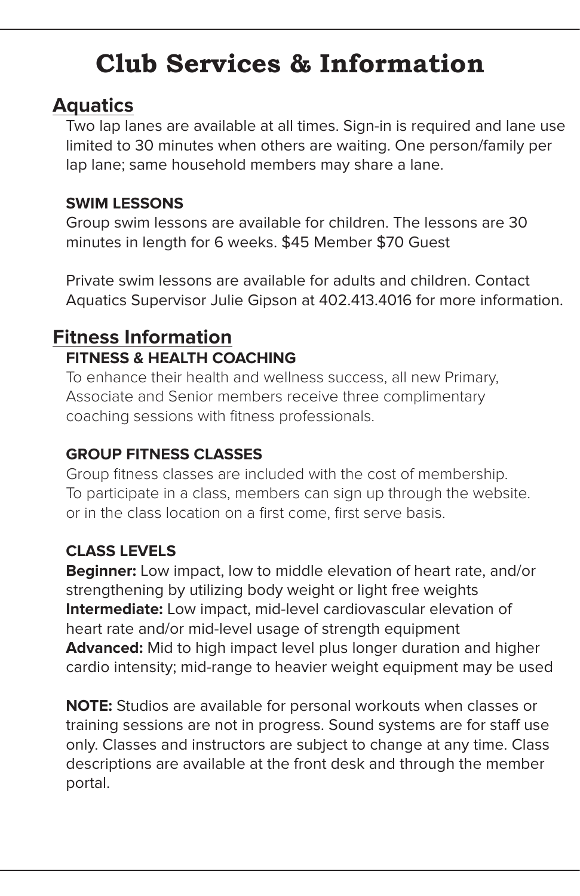# Club Services & Information

## Aquatics

Two lap lanes are available at all times. Sign-in is required and lane use limited to 30 minutes when others are waiting. One person/family per lap lane; same household members may share a lane.

### SWIM LESSONS

Group swim lessons are available for children. The lessons are 30 minutes in length for 6 weeks. $45 Member $70 Guest

Private swim lessons are available for adults and children. Contact Aquatics Supervisor Julie Gipson at 402.413.4016 for more information.

## Fitness Information

### FITNESS & HEALTH COACHING

To enhance their health and wellness success, all new Primary, Associate and Senior members receive three complimentary coaching sessions with fitness professionals.

### GROUP FITNESS CLASSES

Group fitness classes are included with the cost of membership. To participate in a class, members can sign up through the website. or in the class location on a first come, first serve basis.

### CLASS LEVELS

**Beginner:** Low impact, low to middle elevation of heart rate, and/or strengthening by utilizing body weight or light free weights
**Intermediate:** Low impact, mid-level cardiovascular elevation of heart rate and/or mid-level usage of strength equipment
**Advanced:** Mid to high impact level plus longer duration and higher cardio intensity; mid-range to heavier weight equipment may be used

**NOTE:** Studios are available for personal workouts when classes or training sessions are not in progress. Sound systems are for staff use only. Classes and instructors are subject to change at any time. Class descriptions are available at the front desk and through the member portal.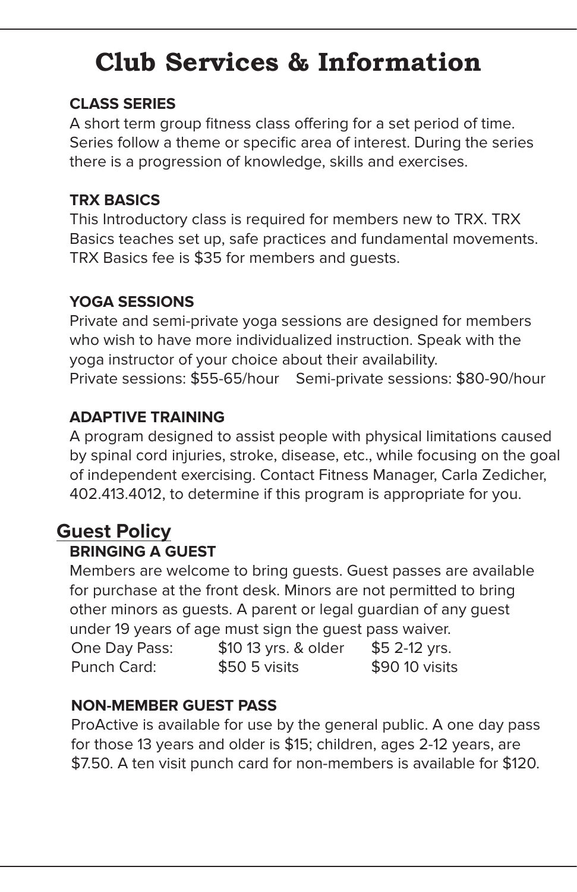# Club Services & Information

### CLASS SERIES

A short term group fitness class offering for a set period of time. Series follow a theme or specific area of interest. During the series there is a progression of knowledge, skills and exercises.

### TRX BASICS

This Introductory class is required for members new to TRX. TRX Basics teaches set up, safe practices and fundamental movements. TRX Basics fee is $35 for members and guests.

### YOGA SESSIONS

Private and semi-private yoga sessions are designed for members who wish to have more individualized instruction. Speak with the yoga instructor of your choice about their availability.
Private sessions: $55-65/hour Semi-private sessions: $80-90/hour

### ADAPTIVE TRAINING

A program designed to assist people with physical limitations caused by spinal cord injuries, stroke, disease, etc., while focusing on the goal of independent exercising. Contact Fitness Manager, Carla Zedicher, 402.413.4012, to determine if this program is appropriate for you.

## Guest Policy

### BRINGING A GUEST

Members are welcome to bring guests. Guest passes are available for purchase at the front desk. Minors are not permitted to bring other minors as guests. A parent or legal guardian of any guest under 19 years of age must sign the guest pass waiver.

| | | |
|---|---|---|
| One Day Pass: | $10 13 yrs. & older | $5 2-12 yrs. |
| Punch Card: | $50 5 visits | $90 10 visits |

### NON-MEMBER GUEST PASS

ProActive is available for use by the general public. A one day pass for those 13 years and older is $15; children, ages 2-12 years, are $7.50. A ten visit punch card for non-members is available for $120.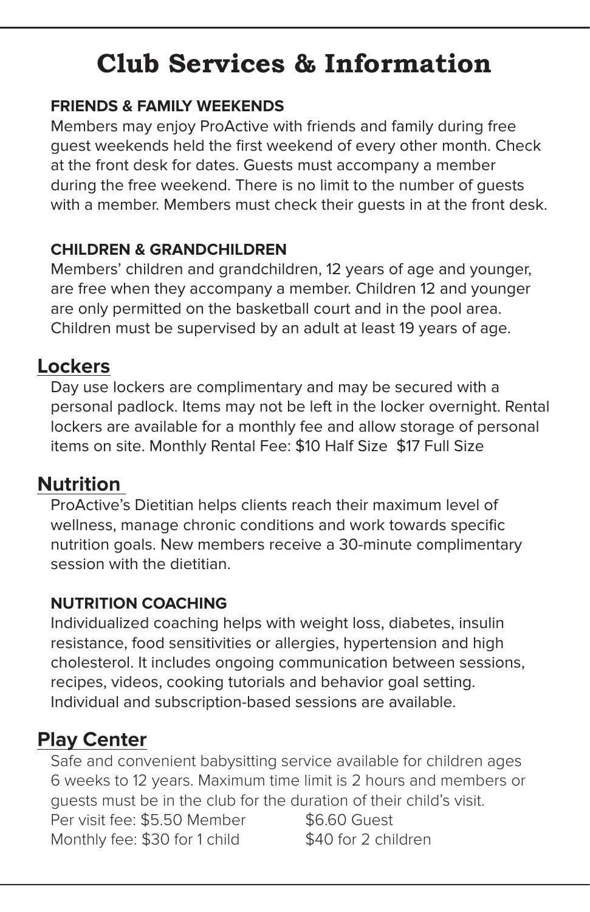# Club Services & Information

### FRIENDS & FAMILY WEEKENDS

Members may enjoy ProActive with friends and family during free guest weekends held the first weekend of every other month. Check at the front desk for dates. Guests must accompany a member during the free weekend. There is no limit to the number of guests with a member. Members must check their guests in at the front desk.

### CHILDREN & GRANDCHILDREN

Members' children and grandchildren, 12 years of age and younger, are free when they accompany a member. Children 12 and younger are only permitted on the basketball court and in the pool area. Children must be supervised by an adult at least 19 years of age.

## Lockers

Day use lockers are complimentary and may be secured with a personal padlock. Items may not be left in the locker overnight. Rental lockers are available for a monthly fee and allow storage of personal items on site. Monthly Rental Fee: $10 Half Size $17 Full Size

## Nutrition

ProActive's Dietitian helps clients reach their maximum level of wellness, manage chronic conditions and work towards specific nutrition goals. New members receive a 30-minute complimentary session with the dietitian.

### NUTRITION COACHING

Individualized coaching helps with weight loss, diabetes, insulin resistance, food sensitivities or allergies, hypertension and high cholesterol. It includes ongoing communication between sessions, recipes, videos, cooking tutorials and behavior goal setting. Individual and subscription-based sessions are available.

## Play Center

Safe and convenient babysitting service available for children ages 6 weeks to 12 years. Maximum time limit is 2 hours and members or guests must be in the club for the duration of their child's visit.

Per visit fee: $5.50 Member $6.60 Guest
Monthly fee: $30 for 1 child $40 for 2 children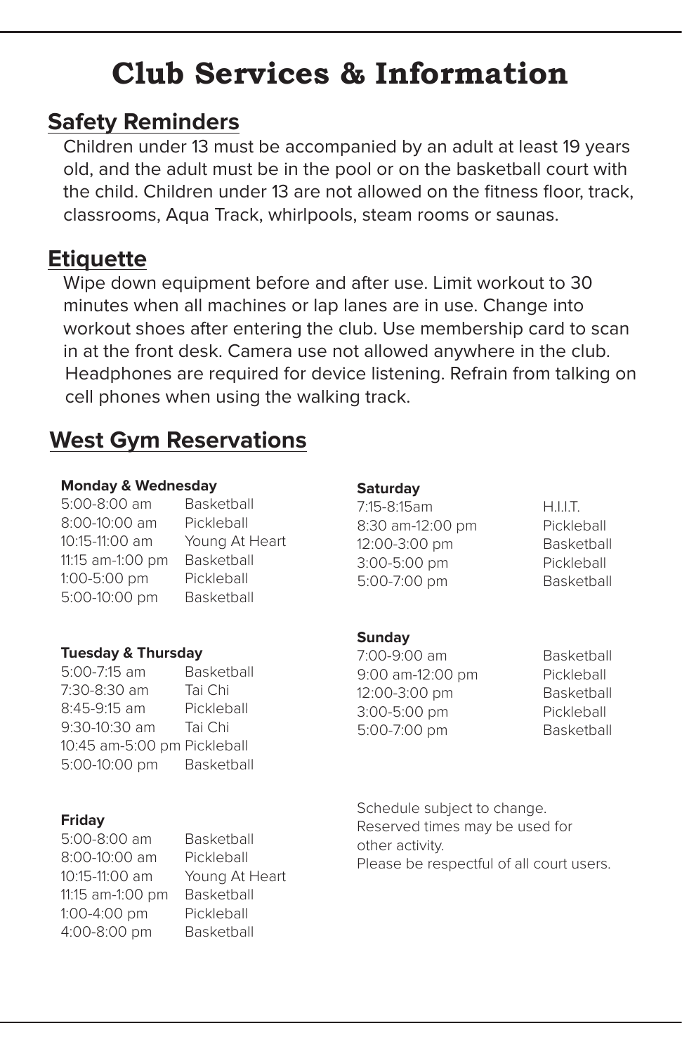# Club Services & Information

## Safety Reminders

Children under 13 must be accompanied by an adult at least 19 years old, and the adult must be in the pool or on the basketball court with the child. Children under 13 are not allowed on the fitness floor, track, classrooms, Aqua Track, whirlpools, steam rooms or saunas.

## Etiquette

Wipe down equipment before and after use. Limit workout to 30 minutes when all machines or lap lanes are in use. Change into workout shoes after entering the club. Use membership card to scan in at the front desk. Camera use not allowed anywhere in the club. Headphones are required for device listening. Refrain from talking on cell phones when using the walking track.

## West Gym Reservations

**Monday & Wednesday**

| | |
|---|---|
| 5:00-8:00 am | Basketball |
| 8:00-10:00 am | Pickleball |
| 10:15-11:00 am | Young At Heart |
| 11:15 am-1:00 pm | Basketball |
| 1:00-5:00 pm | Pickleball |
| 5:00-10:00 pm | Basketball |

**Tuesday & Thursday**

| | |
|---|---|
| 5:00-7:15 am | Basketball |
| 7:30-8:30 am | Tai Chi |
| 8:45-9:15 am | Pickleball |
| 9:30-10:30 am | Tai Chi |
| 10:45 am-5:00 pm | Pickleball |
| 5:00-10:00 pm | Basketball |

**Friday**

| | |
|---|---|
| 5:00-8:00 am | Basketball |
| 8:00-10:00 am | Pickleball |
| 10:15-11:00 am | Young At Heart |
| 11:15 am-1:00 pm | Basketball |
| 1:00-4:00 pm | Pickleball |
| 4:00-8:00 pm | Basketball |

**Saturday**

| | |
|---|---|
| 7:15-8:15am | H.I.I.T. |
| 8:30 am-12:00 pm | Pickleball |
| 12:00-3:00 pm | Basketball |
| 3:00-5:00 pm | Pickleball |
| 5:00-7:00 pm | Basketball |

**Sunday**

| | |
|---|---|
| 7:00-9:00 am | Basketball |
| 9:00 am-12:00 pm | Pickleball |
| 12:00-3:00 pm | Basketball |
| 3:00-5:00 pm | Pickleball |
| 5:00-7:00 pm | Basketball |

Schedule subject to change.
Reserved times may be used for other activity.
Please be respectful of all court users.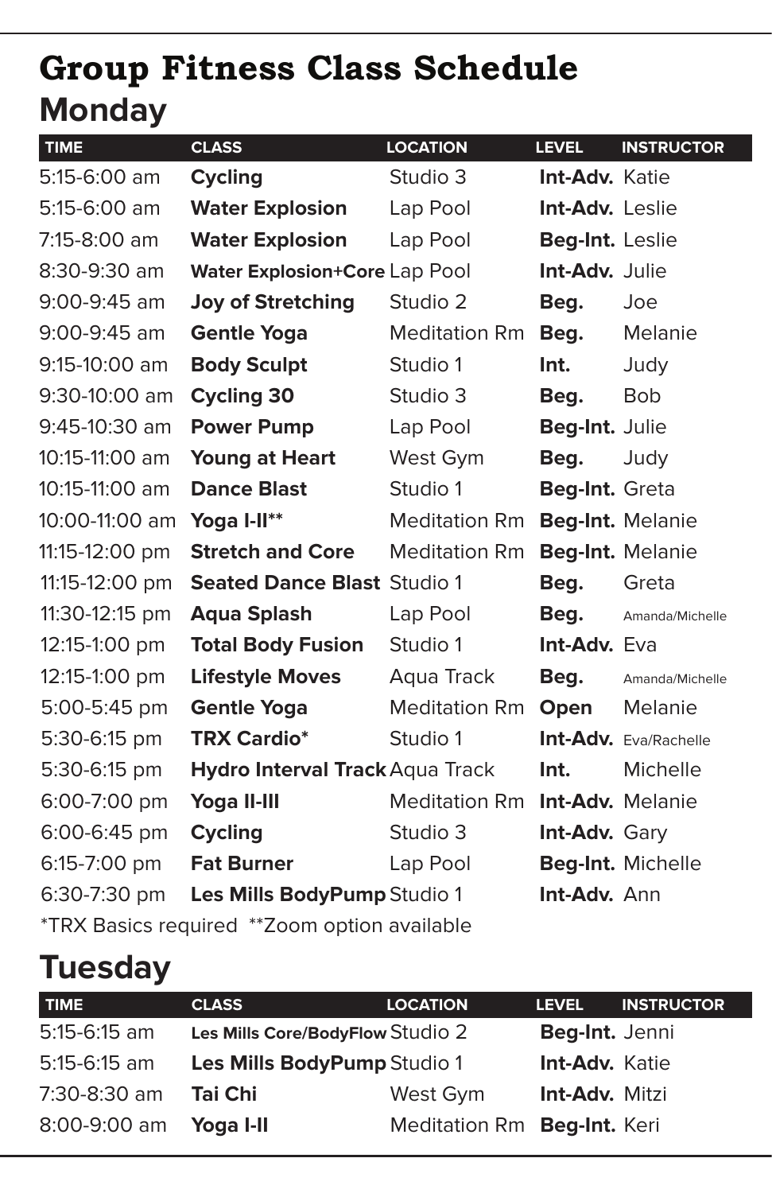# Group Fitness Class Schedule

## Monday

| TIME | CLASS | LOCATION | LEVEL | INSTRUCTOR |
|---|---|---|---|---|
| 5:15-6:00 am | **Cycling** | Studio 3 | **Int-Adv.** | Katie |
| 5:15-6:00 am | **Water Explosion** | Lap Pool | **Int-Adv.** | Leslie |
| 7:15-8:00 am | **Water Explosion** | Lap Pool | **Beg-Int.** | Leslie |
| 8:30-9:30 am | **Water Explosion+Core** | Lap Pool | **Int-Adv.** | Julie |
| 9:00-9:45 am | **Joy of Stretching** | Studio 2 | **Beg.** | Joe |
| 9:00-9:45 am | **Gentle Yoga** | Meditation Rm | **Beg.** | Melanie |
| 9:15-10:00 am | **Body Sculpt** | Studio 1 | **Int.** | Judy |
| 9:30-10:00 am | **Cycling 30** | Studio 3 | **Beg.** | Bob |
| 9:45-10:30 am | **Power Pump** | Lap Pool | **Beg-Int.** | Julie |
| 10:15-11:00 am | **Young at Heart** | West Gym | **Beg.** | Judy |
| 10:15-11:00 am | **Dance Blast** | Studio 1 | **Beg-Int.** | Greta |
| 10:00-11:00 am | **Yoga I-II**** | Meditation Rm | **Beg-Int.** | Melanie |
| 11:15-12:00 pm | **Stretch and Core** | Meditation Rm | **Beg-Int.** | Melanie |
| 11:15-12:00 pm | **Seated Dance Blast** | Studio 1 | **Beg.** | Greta |
| 11:30-12:15 pm | **Aqua Splash** | Lap Pool | **Beg.** | Amanda/Michelle |
| 12:15-1:00 pm | **Total Body Fusion** | Studio 1 | **Int-Adv.** | Eva |
| 12:15-1:00 pm | **Lifestyle Moves** | Aqua Track | **Beg.** | Amanda/Michelle |
| 5:00-5:45 pm | **Gentle Yoga** | Meditation Rm | **Open** | Melanie |
| 5:30-6:15 pm | **TRX Cardio*** | Studio 1 | **Int-Adv.** | Eva/Rachelle |
| 5:30-6:15 pm | **Hydro Interval Track** | Aqua Track | **Int.** | Michelle |
| 6:00-7:00 pm | **Yoga II-III** | Meditation Rm | **Int-Adv.** | Melanie |
| 6:00-6:45 pm | **Cycling** | Studio 3 | **Int-Adv.** | Gary |
| 6:15-7:00 pm | **Fat Burner** | Lap Pool | **Beg-Int.** | Michelle |
| 6:30-7:30 pm | **Les Mills BodyPump** | Studio 1 | **Int-Adv.** | Ann |

*TRX Basics required **Zoom option available

## Tuesday

| TIME | CLASS | LOCATION | LEVEL | INSTRUCTOR |
|---|---|---|---|---|
| 5:15-6:15 am | **Les Mills Core/BodyFlow** | Studio 2 | **Beg-Int.** | Jenni |
| 5:15-6:15 am | **Les Mills BodyPump** | Studio 1 | **Int-Adv.** | Katie |
| 7:30-8:30 am | **Tai Chi** | West Gym | **Int-Adv.** | Mitzi |
| 8:00-9:00 am | **Yoga I-II** | Meditation Rm | **Beg-Int.** | Keri |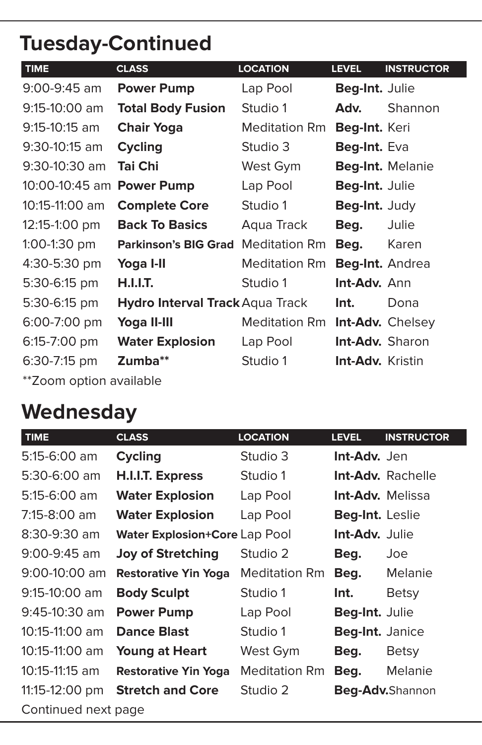## Tuesday-Continued

| TIME | CLASS | LOCATION | LEVEL | INSTRUCTOR |
|---|---|---|---|---|
| 9:00-9:45 am | **Power Pump** | Lap Pool | **Beg-Int.** | Julie |
| 9:15-10:00 am | **Total Body Fusion** | Studio 1 | **Adv.** | Shannon |
| 9:15-10:15 am | **Chair Yoga** | Meditation Rm | **Beg-Int.** | Keri |
| 9:30-10:15 am | **Cycling** | Studio 3 | **Beg-Int.** | Eva |
| 9:30-10:30 am | **Tai Chi** | West Gym | **Beg-Int.** | Melanie |
| 10:00-10:45 am | **Power Pump** | Lap Pool | **Beg-Int.** | Julie |
| 10:15-11:00 am | **Complete Core** | Studio 1 | **Beg-Int.** | Judy |
| 12:15-1:00 pm | **Back To Basics** | Aqua Track | **Beg.** | Julie |
| 1:00-1:30 pm | **Parkinson's BIG Grad** | Meditation Rm | **Beg.** | Karen |
| 4:30-5:30 pm | **Yoga I-II** | Meditation Rm | **Beg-Int.** | Andrea |
| 5:30-6:15 pm | **H.I.I.T.** | Studio 1 | **Int-Adv.** | Ann |
| 5:30-6:15 pm | **Hydro Interval Track** | Aqua Track | **Int.** | Dona |
| 6:00-7:00 pm | **Yoga II-III** | Meditation Rm | **Int-Adv.** | Chelsey |
| 6:15-7:00 pm | **Water Explosion** | Lap Pool | **Int-Adv.** | Sharon |
| 6:30-7:15 pm | **Zumba**** | Studio 1 | **Int-Adv.** | Kristin |

**Zoom option available

## Wednesday

| TIME | CLASS | LOCATION | LEVEL | INSTRUCTOR |
|---|---|---|---|---|
| 5:15-6:00 am | **Cycling** | Studio 3 | **Int-Adv.** | Jen |
| 5:30-6:00 am | **H.I.I.T. Express** | Studio 1 | **Int-Adv.** | Rachelle |
| 5:15-6:00 am | **Water Explosion** | Lap Pool | **Int-Adv.** | Melissa |
| 7:15-8:00 am | **Water Explosion** | Lap Pool | **Beg-Int.** | Leslie |
| 8:30-9:30 am | **Water Explosion+Core** | Lap Pool | **Int-Adv.** | Julie |
| 9:00-9:45 am | **Joy of Stretching** | Studio 2 | **Beg.** | Joe |
| 9:00-10:00 am | **Restorative Yin Yoga** | Meditation Rm | **Beg.** | Melanie |
| 9:15-10:00 am | **Body Sculpt** | Studio 1 | **Int.** | Betsy |
| 9:45-10:30 am | **Power Pump** | Lap Pool | **Beg-Int.** | Julie |
| 10:15-11:00 am | **Dance Blast** | Studio 1 | **Beg-Int.** | Janice |
| 10:15-11:00 am | **Young at Heart** | West Gym | **Beg.** | Betsy |
| 10:15-11:15 am | **Restorative Yin Yoga** | Meditation Rm | **Beg.** | Melanie |
| 11:15-12:00 pm | **Stretch and Core** | Studio 2 | **Beg-Adv.** | Shannon |

Continued next page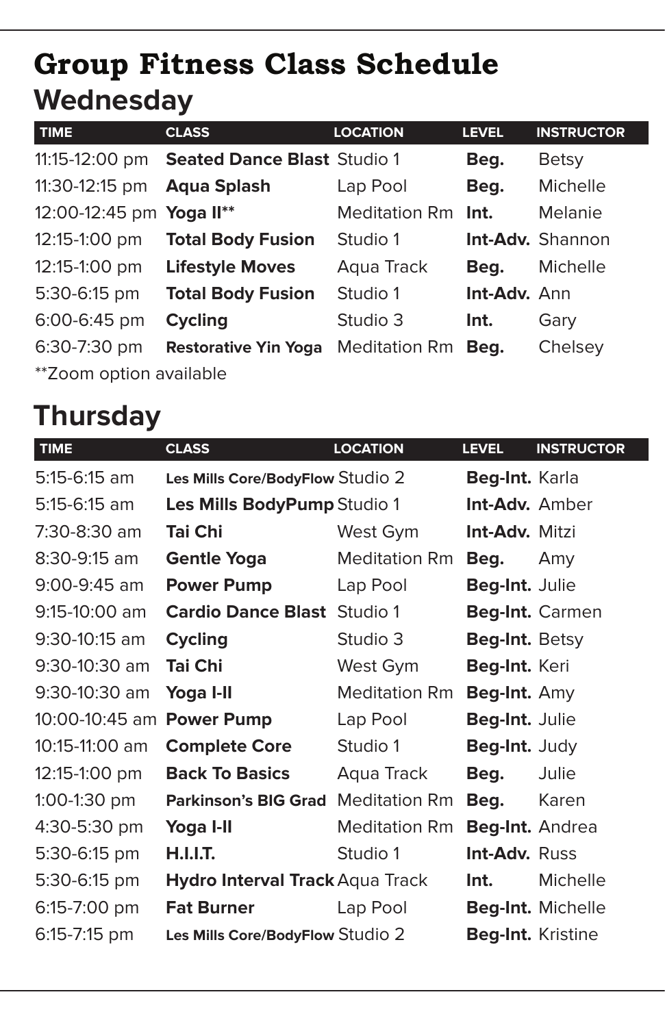# Group Fitness Class Schedule

## Wednesday

| TIME | CLASS | LOCATION | LEVEL | INSTRUCTOR |
|---|---|---|---|---|
| 11:15-12:00 pm | **Seated Dance Blast** | Studio 1 | **Beg.** | Betsy |
| 11:30-12:15 pm | **Aqua Splash** | Lap Pool | **Beg.** | Michelle |
| 12:00-12:45 pm | **Yoga II**** | Meditation Rm | **Int.** | Melanie |
| 12:15-1:00 pm | **Total Body Fusion** | Studio 1 | **Int-Adv.** | Shannon |
| 12:15-1:00 pm | **Lifestyle Moves** | Aqua Track | **Beg.** | Michelle |
| 5:30-6:15 pm | **Total Body Fusion** | Studio 1 | **Int-Adv.** | Ann |
| 6:00-6:45 pm | **Cycling** | Studio 3 | **Int.** | Gary |
| 6:30-7:30 pm | **Restorative Yin Yoga** | Meditation Rm | **Beg.** | Chelsey |

**Zoom option available

## Thursday

| TIME | CLASS | LOCATION | LEVEL | INSTRUCTOR |
|---|---|---|---|---|
| 5:15-6:15 am | **Les Mills Core/BodyFlow** | Studio 2 | **Beg-Int.** | Karla |
| 5:15-6:15 am | **Les Mills BodyPump** | Studio 1 | **Int-Adv.** | Amber |
| 7:30-8:30 am | **Tai Chi** | West Gym | **Int-Adv.** | Mitzi |
| 8:30-9:15 am | **Gentle Yoga** | Meditation Rm | **Beg.** | Amy |
| 9:00-9:45 am | **Power Pump** | Lap Pool | **Beg-Int.** | Julie |
| 9:15-10:00 am | **Cardio Dance Blast** | Studio 1 | **Beg-Int.** | Carmen |
| 9:30-10:15 am | **Cycling** | Studio 3 | **Beg-Int.** | Betsy |
| 9:30-10:30 am | **Tai Chi** | West Gym | **Beg-Int.** | Keri |
| 9:30-10:30 am | **Yoga I-II** | Meditation Rm | **Beg-Int.** | Amy |
| 10:00-10:45 am | **Power Pump** | Lap Pool | **Beg-Int.** | Julie |
| 10:15-11:00 am | **Complete Core** | Studio 1 | **Beg-Int.** | Judy |
| 12:15-1:00 pm | **Back To Basics** | Aqua Track | **Beg.** | Julie |
| 1:00-1:30 pm | **Parkinson's BIG Grad** | Meditation Rm | **Beg.** | Karen |
| 4:30-5:30 pm | **Yoga I-II** | Meditation Rm | **Beg-Int.** | Andrea |
| 5:30-6:15 pm | **H.I.I.T.** | Studio 1 | **Int-Adv.** | Russ |
| 5:30-6:15 pm | **Hydro Interval Track** | Aqua Track | **Int.** | Michelle |
| 6:15-7:00 pm | **Fat Burner** | Lap Pool | **Beg-Int.** | Michelle |
| 6:15-7:15 pm | **Les Mills Core/BodyFlow** | Studio 2 | **Beg-Int.** | Kristine |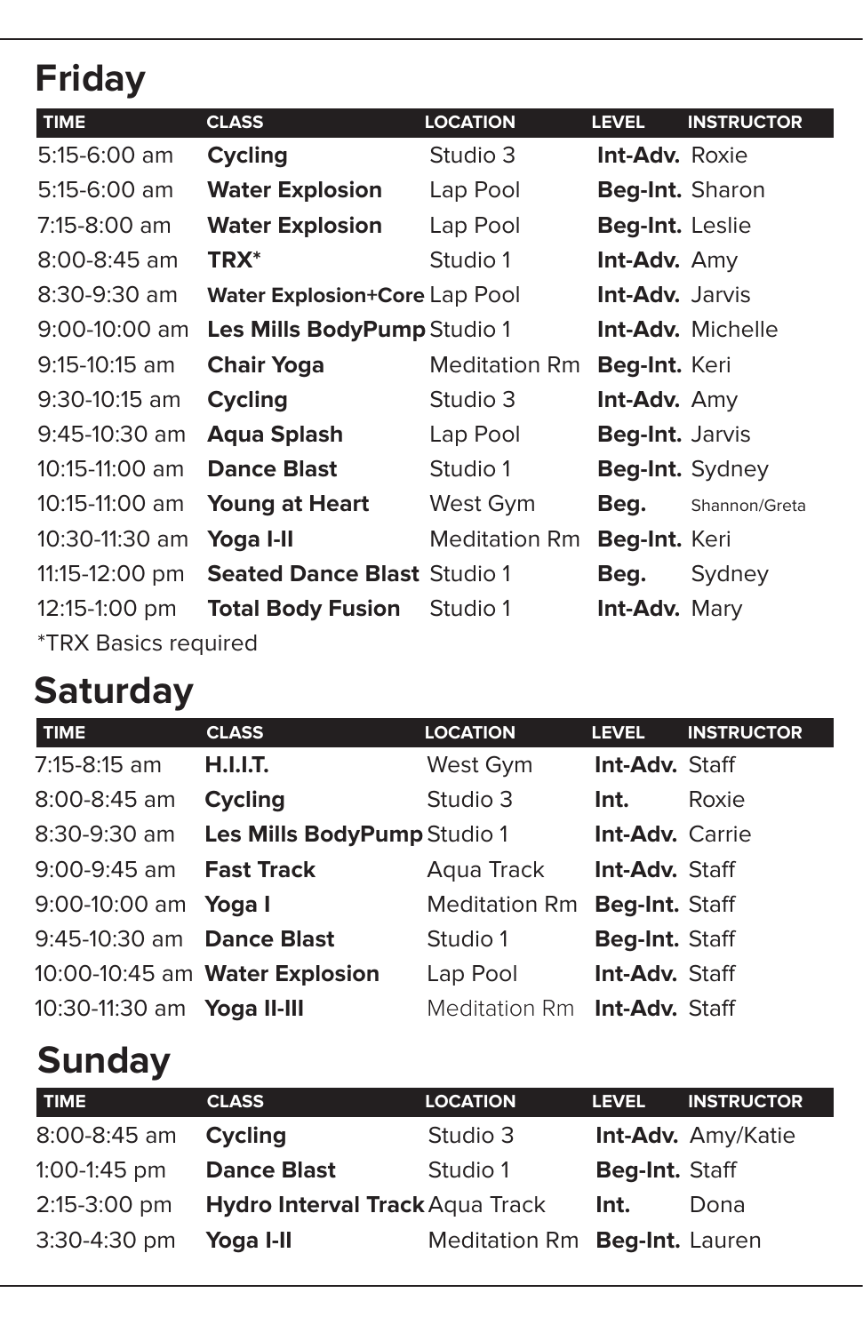# Friday

| TIME | CLASS | LOCATION | LEVEL | INSTRUCTOR |
|---|---|---|---|---|
| 5:15-6:00 am | **Cycling** | Studio 3 | **Int-Adv.** | Roxie |
| 5:15-6:00 am | **Water Explosion** | Lap Pool | **Beg-Int.** | Sharon |
| 7:15-8:00 am | **Water Explosion** | Lap Pool | **Beg-Int.** | Leslie |
| 8:00-8:45 am | **TRX*** | Studio 1 | **Int-Adv.** | Amy |
| 8:30-9:30 am | **Water Explosion+Core** | Lap Pool | **Int-Adv.** | Jarvis |
| 9:00-10:00 am | **Les Mills BodyPump** | Studio 1 | **Int-Adv.** | Michelle |
| 9:15-10:15 am | **Chair Yoga** | Meditation Rm | **Beg-Int.** | Keri |
| 9:30-10:15 am | **Cycling** | Studio 3 | **Int-Adv.** | Amy |
| 9:45-10:30 am | **Aqua Splash** | Lap Pool | **Beg-Int.** | Jarvis |
| 10:15-11:00 am | **Dance Blast** | Studio 1 | **Beg-Int.** | Sydney |
| 10:15-11:00 am | **Young at Heart** | West Gym | **Beg.** | Shannon/Greta |
| 10:30-11:30 am | **Yoga I-II** | Meditation Rm | **Beg-Int.** | Keri |
| 11:15-12:00 pm | **Seated Dance Blast** | Studio 1 | **Beg.** | Sydney |
| 12:15-1:00 pm | **Total Body Fusion** | Studio 1 | **Int-Adv.** | Mary |

*TRX Basics required

# Saturday

| TIME | CLASS | LOCATION | LEVEL | INSTRUCTOR |
|---|---|---|---|---|
| 7:15-8:15 am | **H.I.I.T.** | West Gym | **Int-Adv.** | Staff |
| 8:00-8:45 am | **Cycling** | Studio 3 | **Int.** | Roxie |
| 8:30-9:30 am | **Les Mills BodyPump** | Studio 1 | **Int-Adv.** | Carrie |
| 9:00-9:45 am | **Fast Track** | Aqua Track | **Int-Adv.** | Staff |
| 9:00-10:00 am | **Yoga I** | Meditation Rm | **Beg-Int.** | Staff |
| 9:45-10:30 am | **Dance Blast** | Studio 1 | **Beg-Int.** | Staff |
| 10:00-10:45 am | **Water Explosion** | Lap Pool | **Int-Adv.** | Staff |
| 10:30-11:30 am | **Yoga II-III** | Meditation Rm | **Int-Adv.** | Staff |

# Sunday

| TIME | CLASS | LOCATION | LEVEL | INSTRUCTOR |
|---|---|---|---|---|
| 8:00-8:45 am | **Cycling** | Studio 3 | **Int-Adv.** | Amy/Katie |
| 1:00-1:45 pm | **Dance Blast** | Studio 1 | **Beg-Int.** | Staff |
| 2:15-3:00 pm | **Hydro Interval Track** | Aqua Track | **Int.** | Dona |
| 3:30-4:30 pm | **Yoga I-II** | Meditation Rm | **Beg-Int.** | Lauren |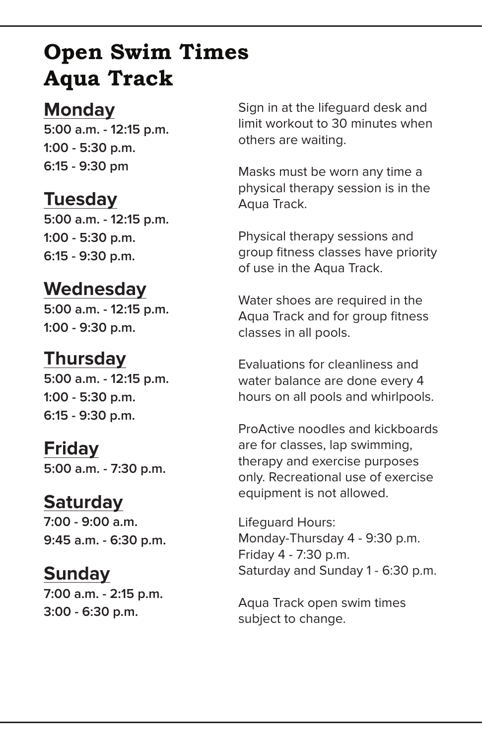# Open Swim Times Aqua Track

## Monday

**5:00 a.m. - 12:15 p.m.**
**1:00 - 5:30 p.m.**
**6:15 - 9:30 pm**

## Tuesday

**5:00 a.m. - 12:15 p.m.**
**1:00 - 5:30 p.m.**
**6:15 - 9:30 p.m.**

## Wednesday

**5:00 a.m. - 12:15 p.m.**
**1:00 - 9:30 p.m.**

## Thursday

**5:00 a.m. - 12:15 p.m.**
**1:00 - 5:30 p.m.**
**6:15 - 9:30 p.m.**

## Friday

**5:00 a.m. - 7:30 p.m.**

## Saturday

**7:00 - 9:00 a.m.**
**9:45 a.m. - 6:30 p.m.**

## Sunday

**7:00 a.m. - 2:15 p.m.**
**3:00 - 6:30 p.m.**

Sign in at the lifeguard desk and limit workout to 30 minutes when others are waiting.

Masks must be worn any time a physical therapy session is in the Aqua Track.

Physical therapy sessions and group fitness classes have priority of use in the Aqua Track.

Water shoes are required in the Aqua Track and for group fitness classes in all pools.

Evaluations for cleanliness and water balance are done every 4 hours on all pools and whirlpools.

ProActive noodles and kickboards are for classes, lap swimming, therapy and exercise purposes only. Recreational use of exercise equipment is not allowed.

Lifeguard Hours:
Monday-Thursday 4 - 9:30 p.m.
Friday 4 - 7:30 p.m.
Saturday and Sunday 1 - 6:30 p.m.

Aqua Track open swim times subject to change.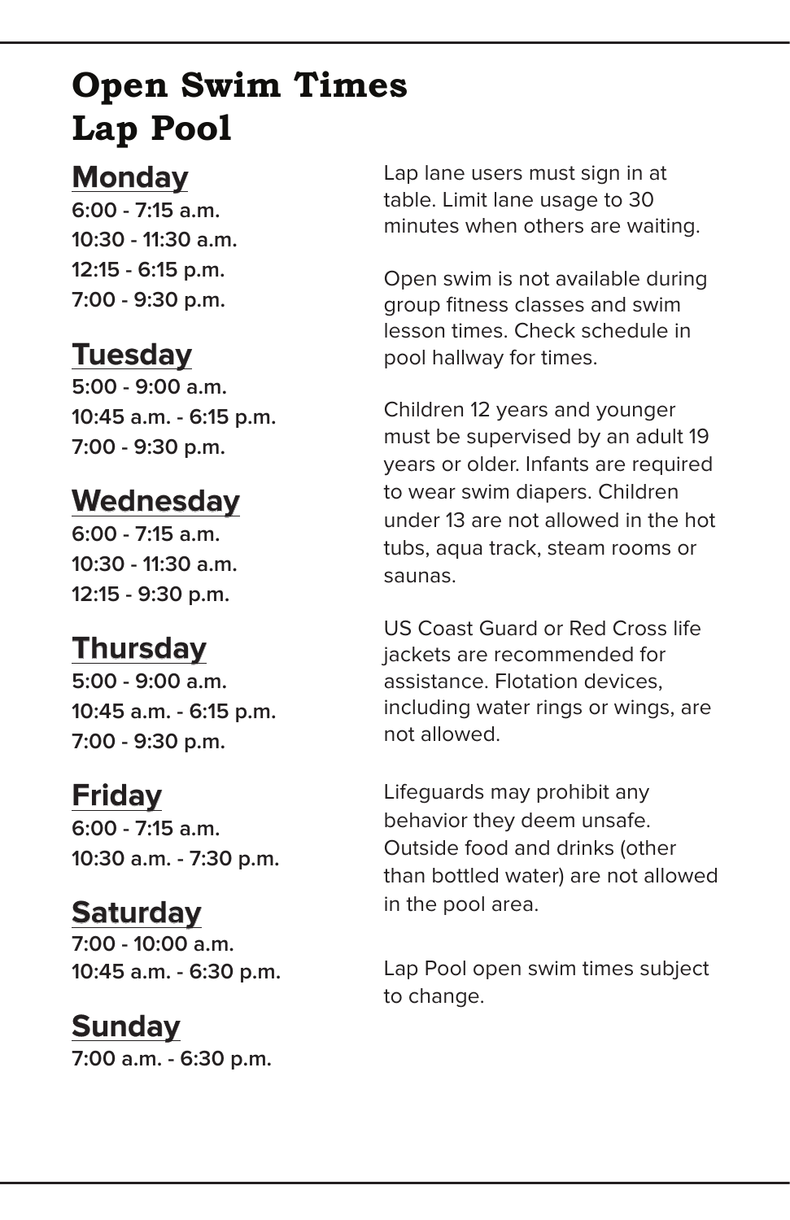# Open Swim Times
# Lap Pool

## Monday

**6:00 - 7:15 a.m.**
**10:30 - 11:30 a.m.**
**12:15 - 6:15 p.m.**
**7:00 - 9:30 p.m.**

## Tuesday

**5:00 - 9:00 a.m.**
**10:45 a.m. - 6:15 p.m.**
**7:00 - 9:30 p.m.**

## Wednesday

**6:00 - 7:15 a.m.**
**10:30 - 11:30 a.m.**
**12:15 - 9:30 p.m.**

## Thursday

**5:00 - 9:00 a.m.**
**10:45 a.m. - 6:15 p.m.**
**7:00 - 9:30 p.m.**

## Friday

**6:00 - 7:15 a.m.**
**10:30 a.m. - 7:30 p.m.**

## Saturday

**7:00 - 10:00 a.m.**
**10:45 a.m. - 6:30 p.m.**

## Sunday

**7:00 a.m. - 6:30 p.m.**

Lap lane users must sign in at table. Limit lane usage to 30 minutes when others are waiting.

Open swim is not available during group fitness classes and swim lesson times. Check schedule in pool hallway for times.

Children 12 years and younger must be supervised by an adult 19 years or older. Infants are required to wear swim diapers. Children under 13 are not allowed in the hot tubs, aqua track, steam rooms or saunas.

US Coast Guard or Red Cross life jackets are recommended for assistance. Flotation devices, including water rings or wings, are not allowed.

Lifeguards may prohibit any behavior they deem unsafe. Outside food and drinks (other than bottled water) are not allowed in the pool area.

Lap Pool open swim times subject to change.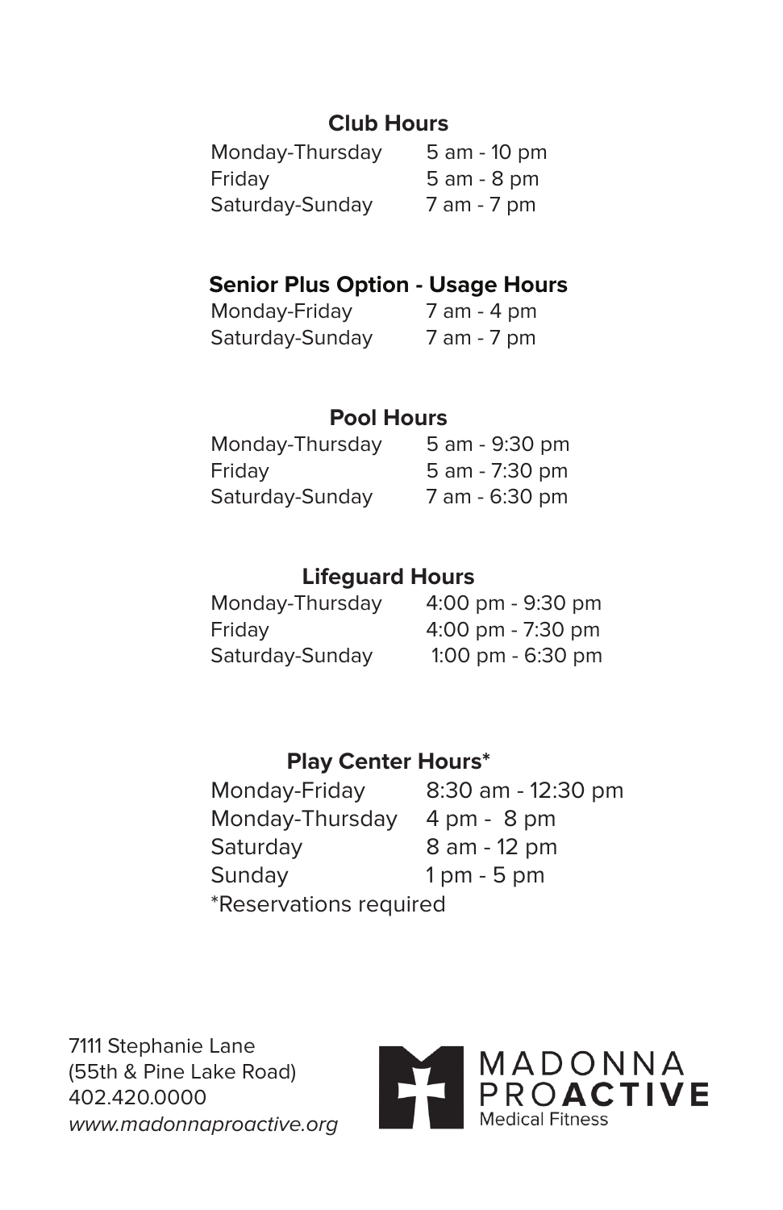## Club Hours

| | |
|---|---|
| Monday-Thursday | 5 am - 10 pm |
| Friday | 5 am - 8 pm |
| Saturday-Sunday | 7 am - 7 pm |

## Senior Plus Option - Usage Hours

| | |
|---|---|
| Monday-Friday | 7 am - 4 pm |
| Saturday-Sunday | 7 am - 7 pm |

## Pool Hours

| | |
|---|---|
| Monday-Thursday | 5 am - 9:30 pm |
| Friday | 5 am - 7:30 pm |
| Saturday-Sunday | 7 am - 6:30 pm |

## Lifeguard Hours

| | |
|---|---|
| Monday-Thursday | 4:00 pm - 9:30 pm |
| Friday | 4:00 pm - 7:30 pm |
| Saturday-Sunday | 1:00 pm - 6:30 pm |

## Play Center Hours*

| | |
|---|---|
| Monday-Friday | 8:30 am - 12:30 pm |
| Monday-Thursday | 4 pm - 8 pm |
| Saturday | 8 am - 12 pm |
| Sunday | 1 pm - 5 pm |

*Reservations required

7111 Stephanie Lane
(55th & Pine Lake Road)
402.420.0000
*www.madonnaproactive.org*

MADONNA PRO**ACTIVE**
Medical Fitness